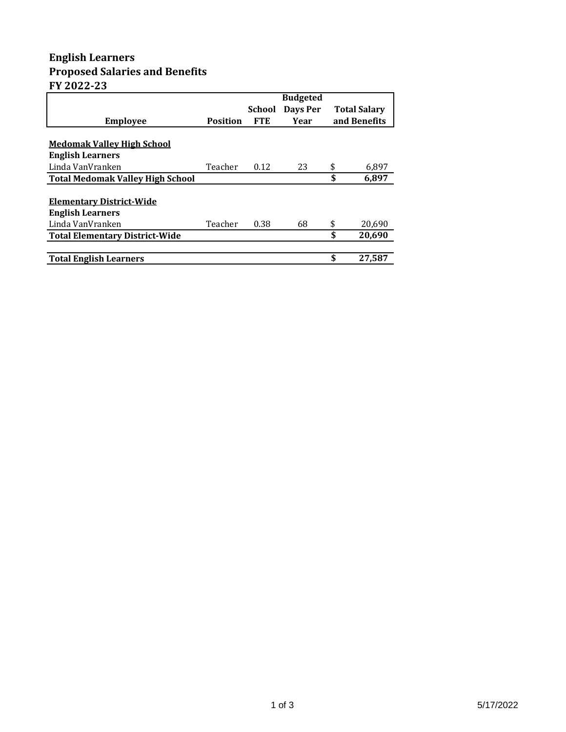# English Learners
## Proposed Salaries and Benefits
## FY 2022-23

| Employee | Position | School FTE | Budgeted Days Per Year | Total Salary and Benefits |
|---|---|---|---|---|
| **<u>Medomak Valley High School</u>** | | | | |
| **English Learners** | | | | |
| Linda VanVranken | Teacher | 0.12 | 23 | $ 6,897 |
| **Total Medomak Valley High School** | | | | **$ 6,897** |
| **<u>Elementary District-Wide</u>** | | | | |
| **English Learners** | | | | |
| Linda VanVranken | Teacher | 0.38 | 68 | $ 20,690 |
| **Total Elementary District-Wide** | | | | **$ 20,690** |
| **Total English Learners** | | | | **$ 27,587** |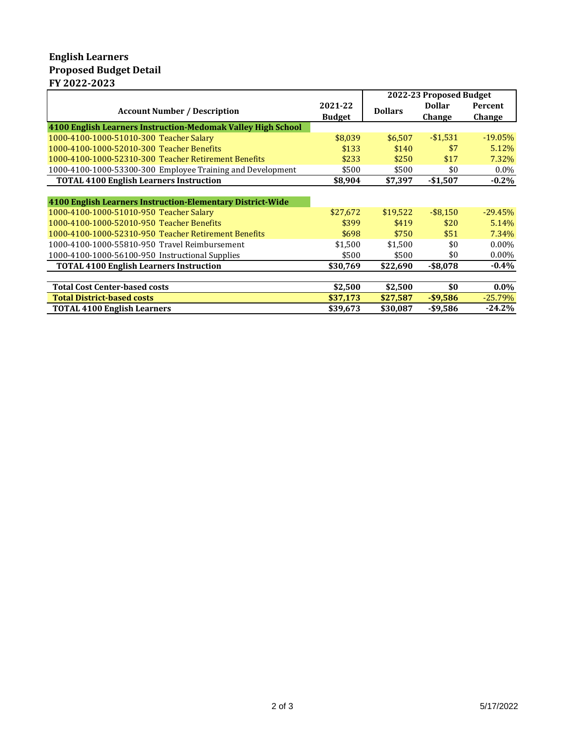**English Learners**
**Proposed Budget Detail**
**FY 2022-2023**

| Account Number / Description | 2021-22 Budget | 2022-23 Proposed Budget | | |
|---|---|---|---|---|
| | | Dollars | Dollar Change | Percent Change |
| **4100 English Learners Instruction-Medomak Valley High School** | | | | |
| 1000-4100-1000-51010-300 Teacher Salary | $8,039 | $6,507 | -$1,531 | -19.05% |
| 1000-4100-1000-52010-300 Teacher Benefits | $133 | $140 | $7 | 5.12% |
| 1000-4100-1000-52310-300 Teacher Retirement Benefits | $233 | $250 | $17 | 7.32% |
| 1000-4100-1000-53300-300 Employee Training and Development | $500 | $500 | $0 | 0.0% |
| **TOTAL 4100 English Learners Instruction** | **$8,904** | **$7,397** | **-$1,507** | **-0.2%** |
| | | | | |
| **4100 English Learners Instruction-Elementary District-Wide** | | | | |
| 1000-4100-1000-51010-950 Teacher Salary | $27,672 | $19,522 | -$8,150 | -29.45% |
| 1000-4100-1000-52010-950 Teacher Benefits | $399 | $419 | $20 | 5.14% |
| 1000-4100-1000-52310-950 Teacher Retirement Benefits | $698 | $750 | $51 | 7.34% |
| 1000-4100-1000-55810-950 Travel Reimbursement | $1,500 | $1,500 | $0 | 0.00% |
| 1000-4100-1000-56100-950 Instructional Supplies | $500 | $500 | $0 | 0.00% |
| **TOTAL 4100 English Learners Instruction** | **$30,769** | **$22,690** | **-$8,078** | **-0.4%** |
| | | | | |
| **Total Cost Center-based costs** | **$2,500** | **$2,500** | **$0** | **0.0%** |
| **Total District-based costs** | **$37,173** | **$27,587** | **-$9,586** | -25.79% |
| **TOTAL 4100 English Learners** | **$39,673** | **$30,087** | **-$9,586** | **-24.2%** |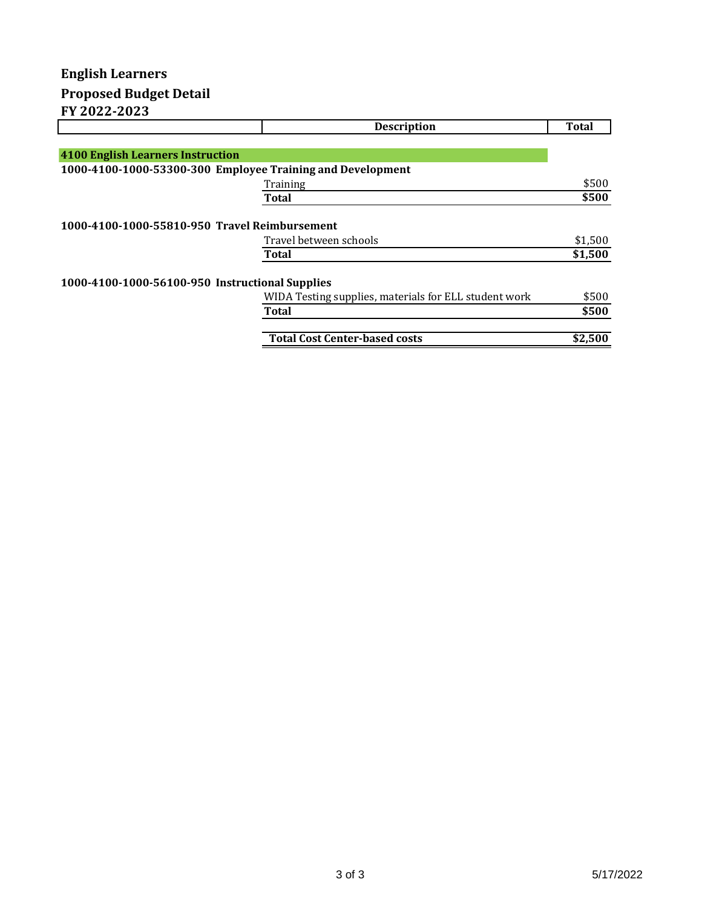# English Learners
## Proposed Budget Detail
### FY 2022-2023

| | Description | Total |
|---|---|---|
| **4100 English Learners Instruction** | | |
| **1000-4100-1000-53300-300 Employee Training and Development** | | |
| | Training | $500 |
| | **Total** | **$500** |
| **1000-4100-1000-55810-950 Travel Reimbursement** | | |
| | Travel between schools | $1,500 |
| | **Total** | **$1,500** |
| **1000-4100-1000-56100-950 Instructional Supplies** | | |
| | WIDA Testing supplies, materials for ELL student work | $500 |
| | **Total** | **$500** |
| | **Total Cost Center-based costs** | **$2,500** |

5/17/2022